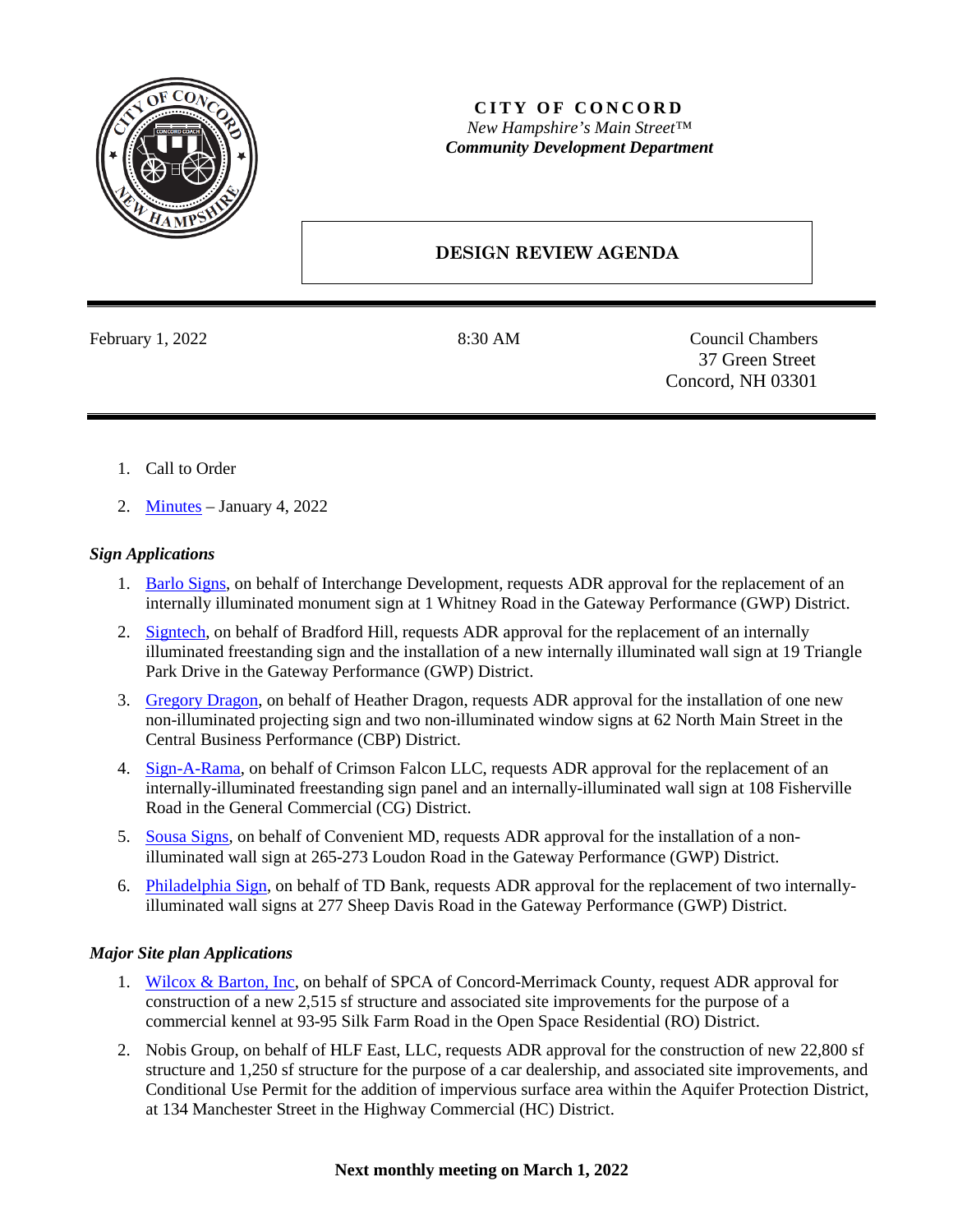# CITY OF CONCORD

*New Hampshire's Main Street™*

***Community Development Department***

## DESIGN REVIEW AGENDA

February 1, 2022 | 8:30 AM | Council Chambers, 37 Green Street, Concord, NH 03301

1. Call to Order
2. Minutes – January 4, 2022

### *Sign Applications*

1. Barlo Signs, on behalf of Interchange Development, requests ADR approval for the replacement of an internally illuminated monument sign at 1 Whitney Road in the Gateway Performance (GWP) District.
2. Signtech, on behalf of Bradford Hill, requests ADR approval for the replacement of an internally illuminated freestanding sign and the installation of a new internally illuminated wall sign at 19 Triangle Park Drive in the Gateway Performance (GWP) District.
3. Gregory Dragon, on behalf of Heather Dragon, requests ADR approval for the installation of one new non-illuminated projecting sign and two non-illuminated window signs at 62 North Main Street in the Central Business Performance (CBP) District.
4. Sign-A-Rama, on behalf of Crimson Falcon LLC, requests ADR approval for the replacement of an internally-illuminated freestanding sign panel and an internally-illuminated wall sign at 108 Fisherville Road in the General Commercial (CG) District.
5. Sousa Signs, on behalf of Convenient MD, requests ADR approval for the installation of a non-illuminated wall sign at 265-273 Loudon Road in the Gateway Performance (GWP) District.
6. Philadelphia Sign, on behalf of TD Bank, requests ADR approval for the replacement of two internally-illuminated wall signs at 277 Sheep Davis Road in the Gateway Performance (GWP) District.

### *Major Site plan Applications*

1. Wilcox & Barton, Inc, on behalf of SPCA of Concord-Merrimack County, request ADR approval for construction of a new 2,515 sf structure and associated site improvements for the purpose of a commercial kennel at 93-95 Silk Farm Road in the Open Space Residential (RO) District.
2. Nobis Group, on behalf of HLF East, LLC, requests ADR approval for the construction of new 22,800 sf structure and 1,250 sf structure for the purpose of a car dealership, and associated site improvements, and Conditional Use Permit for the addition of impervious surface area within the Aquifer Protection District, at 134 Manchester Street in the Highway Commercial (HC) District.

**Next monthly meeting on March 1, 2022**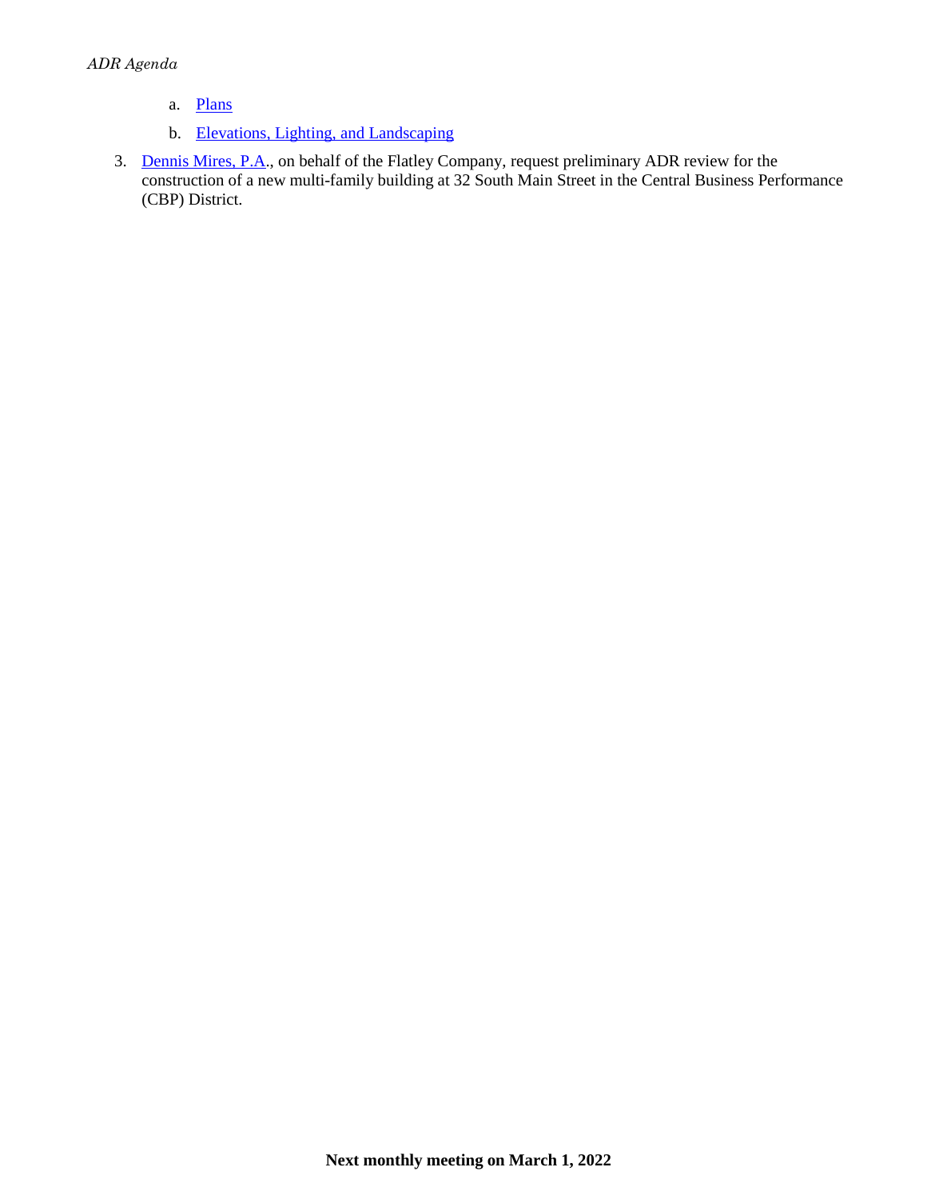a. Plans

   b. Elevations, Lighting, and Landscaping

3. Dennis Mires, P.A., on behalf of the Flatley Company, request preliminary ADR review for the construction of a new multi-family building at 32 South Main Street in the Central Business Performance (CBP) District.

**Next monthly meeting on March 1, 2022**